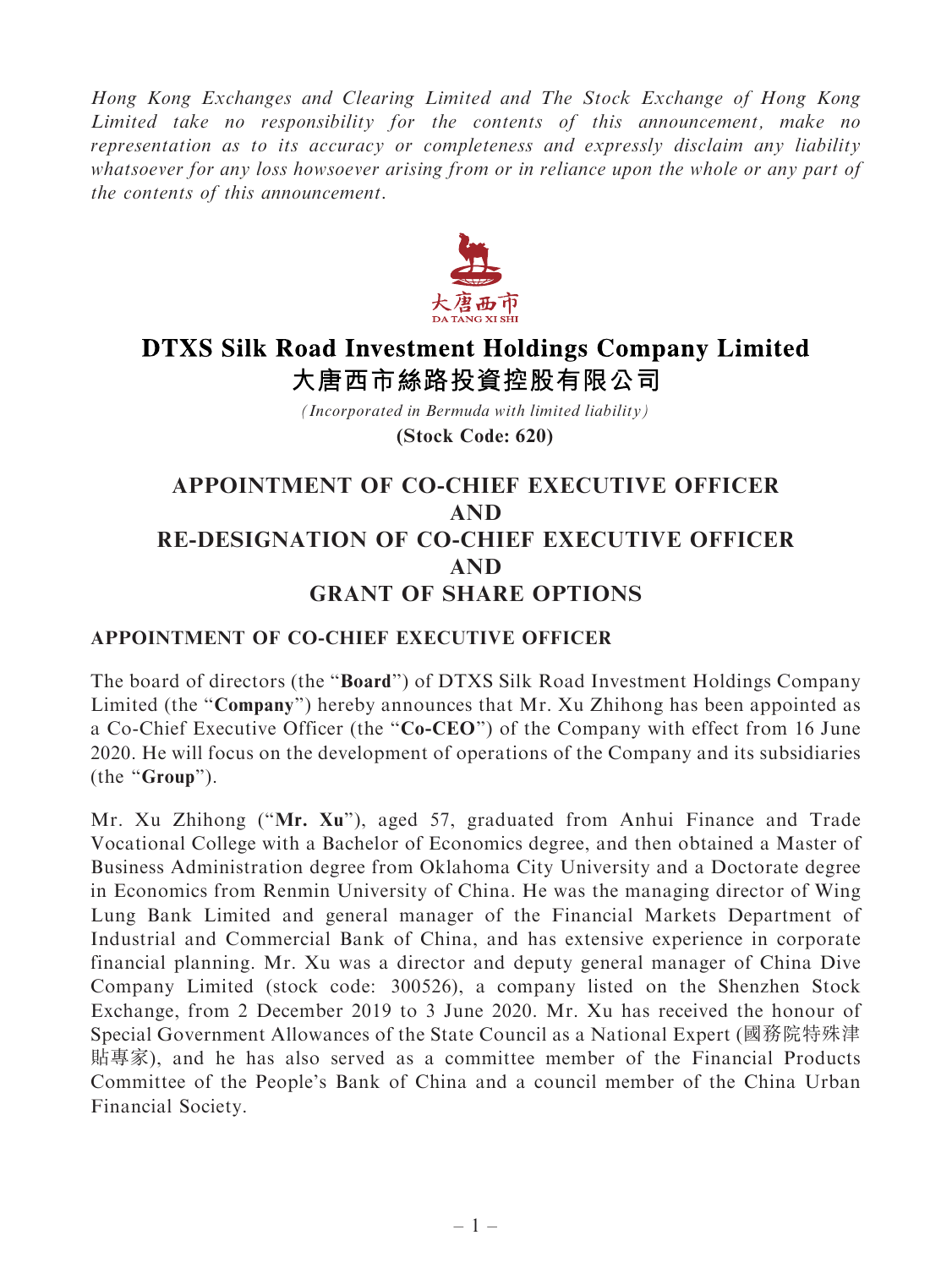*Hong Kong Exchanges and Clearing Limited and The Stock Exchange of Hong Kong Limited take no responsibility for the contents of this announcement, make no representation as to its accuracy or completeness and expressly disclaim any liability whatsoever for any loss howsoever arising from or in reliance upon the whole or any part of the contents of this announcement.*

大唐西市
DA TANG XI SHI

# DTXS Silk Road Investment Holdings Company Limited
# 大唐西市絲路投資控股有限公司

*(Incorporated in Bermuda with limited liability)*

**(Stock Code: 620)**

## APPOINTMENT OF CO-CHIEF EXECUTIVE OFFICER AND RE-DESIGNATION OF CO-CHIEF EXECUTIVE OFFICER AND GRANT OF SHARE OPTIONS

### APPOINTMENT OF CO-CHIEF EXECUTIVE OFFICER

The board of directors (the "**Board**") of DTXS Silk Road Investment Holdings Company Limited (the "**Company**") hereby announces that Mr. Xu Zhihong has been appointed as a Co-Chief Executive Officer (the "**Co-CEO**") of the Company with effect from 16 June 2020. He will focus on the development of operations of the Company and its subsidiaries (the "**Group**").

Mr. Xu Zhihong ("**Mr. Xu**"), aged 57, graduated from Anhui Finance and Trade Vocational College with a Bachelor of Economics degree, and then obtained a Master of Business Administration degree from Oklahoma City University and a Doctorate degree in Economics from Renmin University of China. He was the managing director of Wing Lung Bank Limited and general manager of the Financial Markets Department of Industrial and Commercial Bank of China, and has extensive experience in corporate financial planning. Mr. Xu was a director and deputy general manager of China Dive Company Limited (stock code: 300526), a company listed on the Shenzhen Stock Exchange, from 2 December 2019 to 3 June 2020. Mr. Xu has received the honour of Special Government Allowances of the State Council as a National Expert (國務院特殊津貼專家), and he has also served as a committee member of the Financial Products Committee of the People's Bank of China and a council member of the China Urban Financial Society.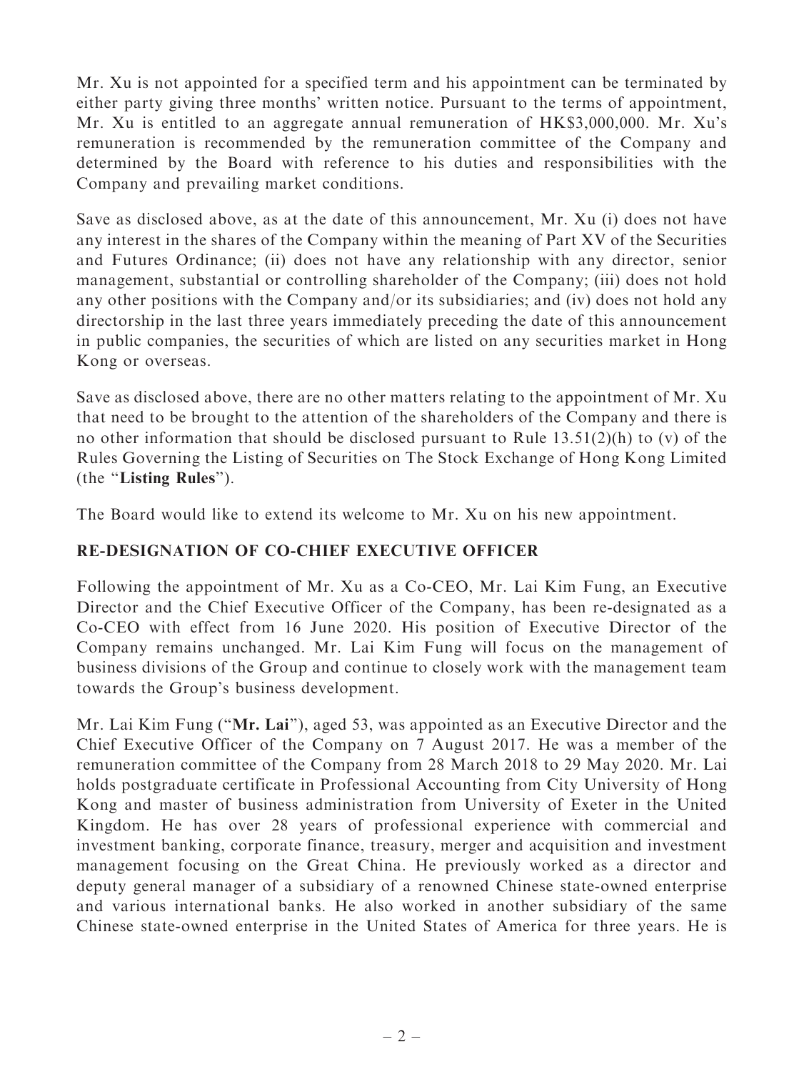Mr. Xu is not appointed for a specified term and his appointment can be terminated by either party giving three months' written notice. Pursuant to the terms of appointment, Mr. Xu is entitled to an aggregate annual remuneration of HK$3,000,000. Mr. Xu's remuneration is recommended by the remuneration committee of the Company and determined by the Board with reference to his duties and responsibilities with the Company and prevailing market conditions.

Save as disclosed above, as at the date of this announcement, Mr. Xu (i) does not have any interest in the shares of the Company within the meaning of Part XV of the Securities and Futures Ordinance; (ii) does not have any relationship with any director, senior management, substantial or controlling shareholder of the Company; (iii) does not hold any other positions with the Company and/or its subsidiaries; and (iv) does not hold any directorship in the last three years immediately preceding the date of this announcement in public companies, the securities of which are listed on any securities market in Hong Kong or overseas.

Save as disclosed above, there are no other matters relating to the appointment of Mr. Xu that need to be brought to the attention of the shareholders of the Company and there is no other information that should be disclosed pursuant to Rule 13.51(2)(h) to (v) of the Rules Governing the Listing of Securities on The Stock Exchange of Hong Kong Limited (the "**Listing Rules**").

The Board would like to extend its welcome to Mr. Xu on his new appointment.

## RE-DESIGNATION OF CO-CHIEF EXECUTIVE OFFICER

Following the appointment of Mr. Xu as a Co-CEO, Mr. Lai Kim Fung, an Executive Director and the Chief Executive Officer of the Company, has been re-designated as a Co-CEO with effect from 16 June 2020. His position of Executive Director of the Company remains unchanged. Mr. Lai Kim Fung will focus on the management of business divisions of the Group and continue to closely work with the management team towards the Group's business development.

Mr. Lai Kim Fung ("**Mr. Lai**"), aged 53, was appointed as an Executive Director and the Chief Executive Officer of the Company on 7 August 2017. He was a member of the remuneration committee of the Company from 28 March 2018 to 29 May 2020. Mr. Lai holds postgraduate certificate in Professional Accounting from City University of Hong Kong and master of business administration from University of Exeter in the United Kingdom. He has over 28 years of professional experience with commercial and investment banking, corporate finance, treasury, merger and acquisition and investment management focusing on the Great China. He previously worked as a director and deputy general manager of a subsidiary of a renowned Chinese state-owned enterprise and various international banks. He also worked in another subsidiary of the same Chinese state-owned enterprise in the United States of America for three years. He is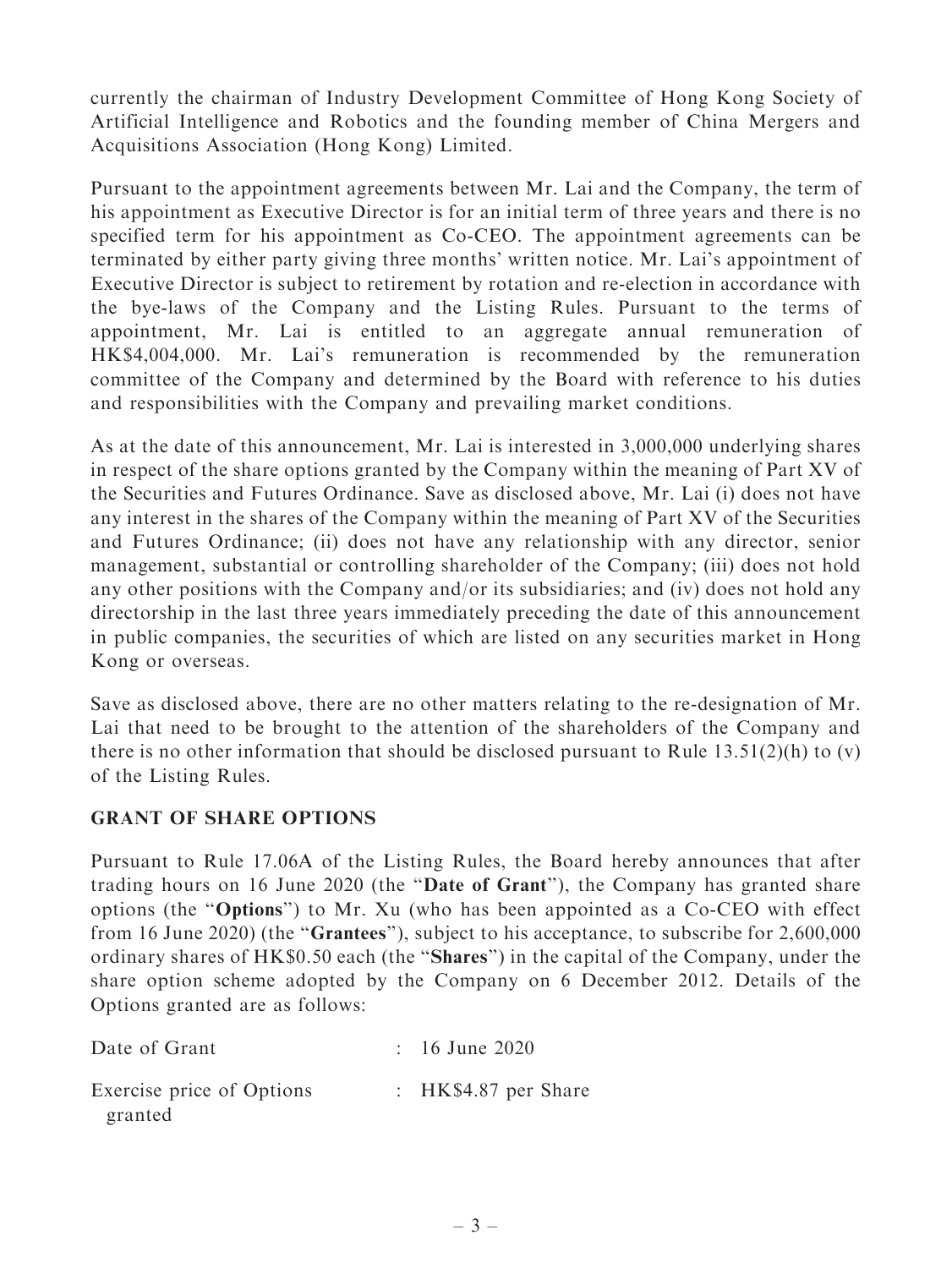currently the chairman of Industry Development Committee of Hong Kong Society of Artificial Intelligence and Robotics and the founding member of China Mergers and Acquisitions Association (Hong Kong) Limited.

Pursuant to the appointment agreements between Mr. Lai and the Company, the term of his appointment as Executive Director is for an initial term of three years and there is no specified term for his appointment as Co-CEO. The appointment agreements can be terminated by either party giving three months' written notice. Mr. Lai's appointment of Executive Director is subject to retirement by rotation and re-election in accordance with the bye-laws of the Company and the Listing Rules. Pursuant to the terms of appointment, Mr. Lai is entitled to an aggregate annual remuneration of HK$4,004,000. Mr. Lai's remuneration is recommended by the remuneration committee of the Company and determined by the Board with reference to his duties and responsibilities with the Company and prevailing market conditions.

As at the date of this announcement, Mr. Lai is interested in 3,000,000 underlying shares in respect of the share options granted by the Company within the meaning of Part XV of the Securities and Futures Ordinance. Save as disclosed above, Mr. Lai (i) does not have any interest in the shares of the Company within the meaning of Part XV of the Securities and Futures Ordinance; (ii) does not have any relationship with any director, senior management, substantial or controlling shareholder of the Company; (iii) does not hold any other positions with the Company and/or its subsidiaries; and (iv) does not hold any directorship in the last three years immediately preceding the date of this announcement in public companies, the securities of which are listed on any securities market in Hong Kong or overseas.

Save as disclosed above, there are no other matters relating to the re-designation of Mr. Lai that need to be brought to the attention of the shareholders of the Company and there is no other information that should be disclosed pursuant to Rule 13.51(2)(h) to (v) of the Listing Rules.

## GRANT OF SHARE OPTIONS

Pursuant to Rule 17.06A of the Listing Rules, the Board hereby announces that after trading hours on 16 June 2020 (the "**Date of Grant**"), the Company has granted share options (the "**Options**") to Mr. Xu (who has been appointed as a Co-CEO with effect from 16 June 2020) (the "**Grantees**"), subject to his acceptance, to subscribe for 2,600,000 ordinary shares of HK$0.50 each (the "**Shares**") in the capital of the Company, under the share option scheme adopted by the Company on 6 December 2012. Details of the Options granted are as follows:

| | | |
|---|---|---|
| Date of Grant | : | 16 June 2020 |
| Exercise price of Options granted | : | HK$4.87 per Share |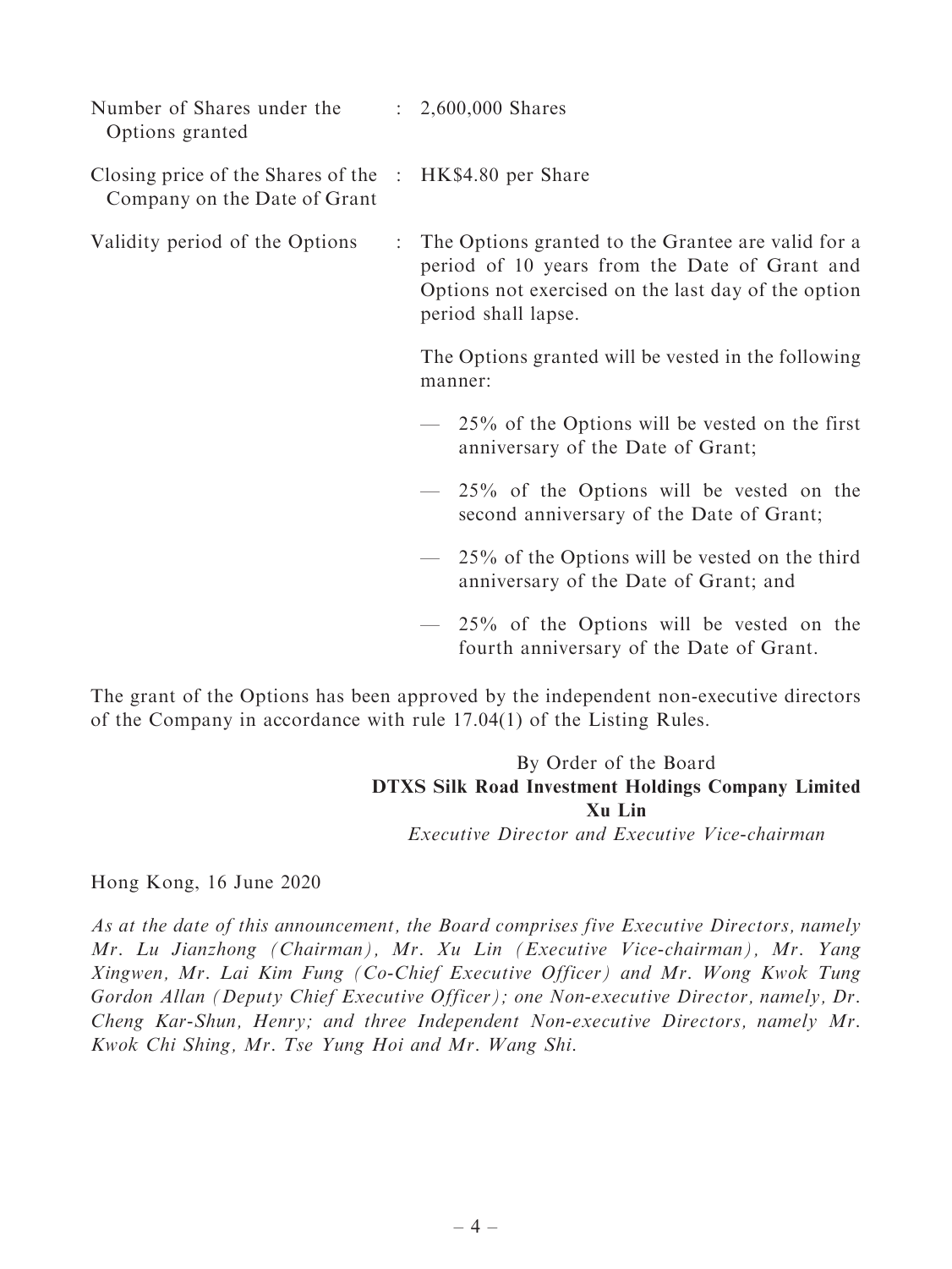| | | |
|---|---|---|
| Number of Shares under the Options granted | : | 2,600,000 Shares |
| Closing price of the Shares of the Company on the Date of Grant | : | HK$4.80 per Share |
| Validity period of the Options | : | The Options granted to the Grantee are valid for a period of 10 years from the Date of Grant and Options not exercised on the last day of the option period shall lapse.<br><br>The Options granted will be vested in the following manner:<br><br>— 25% of the Options will be vested on the first anniversary of the Date of Grant;<br><br>— 25% of the Options will be vested on the second anniversary of the Date of Grant;<br><br>— 25% of the Options will be vested on the third anniversary of the Date of Grant; and<br><br>— 25% of the Options will be vested on the fourth anniversary of the Date of Grant. |

The grant of the Options has been approved by the independent non-executive directors of the Company in accordance with rule 17.04(1) of the Listing Rules.

By Order of the Board
**DTXS Silk Road Investment Holdings Company Limited**
**Xu Lin**
*Executive Director and Executive Vice-chairman*

Hong Kong, 16 June 2020

*As at the date of this announcement, the Board comprises five Executive Directors, namely Mr. Lu Jianzhong (Chairman), Mr. Xu Lin (Executive Vice-chairman), Mr. Yang Xingwen, Mr. Lai Kim Fung (Co-Chief Executive Officer) and Mr. Wong Kwok Tung Gordon Allan (Deputy Chief Executive Officer); one Non-executive Director, namely, Dr. Cheng Kar-Shun, Henry; and three Independent Non-executive Directors, namely Mr. Kwok Chi Shing, Mr. Tse Yung Hoi and Mr. Wang Shi.*